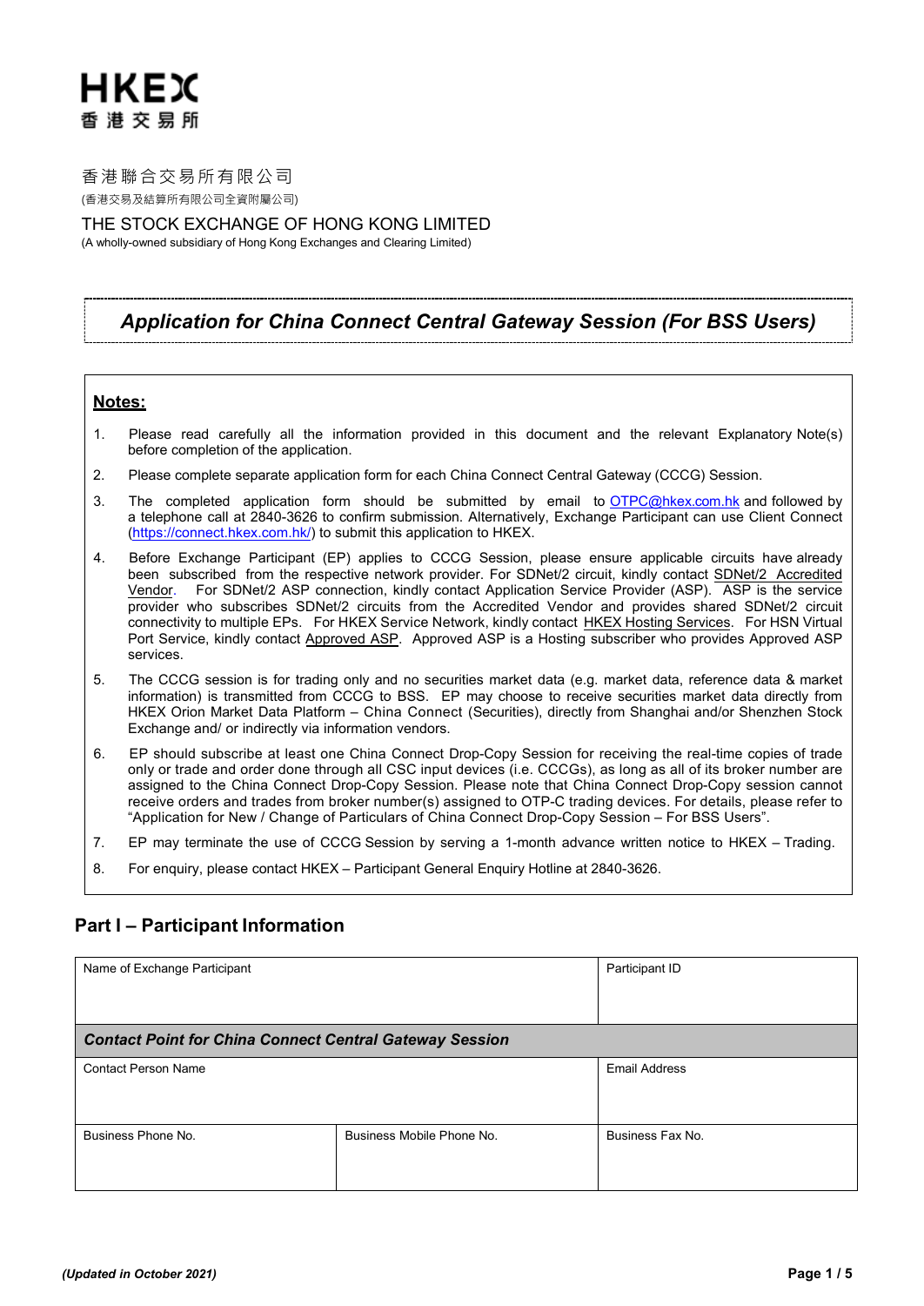HKEX
香港交易所

香港聯合交易所有限公司
(香港交易及結算所有限公司全資附屬公司)

THE STOCK EXCHANGE OF HONG KONG LIMITED
(A wholly-owned subsidiary of Hong Kong Exchanges and Clearing Limited)

# *Application for China Connect Central Gateway Session (For BSS Users)*

**Notes:**

1. Please read carefully all the information provided in this document and the relevant Explanatory Note(s) before completion of the application.
2. Please complete separate application form for each China Connect Central Gateway (CCCG) Session.
3. The completed application form should be submitted by email to OTPC@hkex.com.hk and followed by a telephone call at 2840-3626 to confirm submission. Alternatively, Exchange Participant can use Client Connect (https://connect.hkex.com.hk/) to submit this application to HKEX.
4. Before Exchange Participant (EP) applies to CCCG Session, please ensure applicable circuits have already been subscribed from the respective network provider. For SDNet/2 circuit, kindly contact SDNet/2 Accredited Vendor. For SDNet/2 ASP connection, kindly contact Application Service Provider (ASP). ASP is the service provider who subscribes SDNet/2 circuits from the Accredited Vendor and provides shared SDNet/2 circuit connectivity to multiple EPs. For HKEX Service Network, kindly contact HKEX Hosting Services. For HSN Virtual Port Service, kindly contact Approved ASP. Approved ASP is a Hosting subscriber who provides Approved ASP services.
5. The CCCG session is for trading only and no securities market data (e.g. market data, reference data & market information) is transmitted from CCCG to BSS. EP may choose to receive securities market data directly from HKEX Orion Market Data Platform – China Connect (Securities), directly from Shanghai and/or Shenzhen Stock Exchange and/ or indirectly via information vendors.
6. EP should subscribe at least one China Connect Drop-Copy Session for receiving the real-time copies of trade only or trade and order done through all CSC input devices (i.e. CCCGs), as long as all of its broker number are assigned to the China Connect Drop-Copy Session. Please note that China Connect Drop-Copy session cannot receive orders and trades from broker number(s) assigned to OTP-C trading devices. For details, please refer to "Application for New / Change of Particulars of China Connect Drop-Copy Session – For BSS Users".
7. EP may terminate the use of CCCG Session by serving a 1-month advance written notice to HKEX – Trading.
8. For enquiry, please contact HKEX – Participant General Enquiry Hotline at 2840-3626.

## Part I – Participant Information

| Name of Exchange Participant | | Participant ID |
|---|---|---|
| | | |
| ***Contact Point for China Connect Central Gateway Session*** | | |
| Contact Person Name | | Email Address |
| | | |
| Business Phone No. | Business Mobile Phone No. | Business Fax No. |
| | | |

*(Updated in October 2021)*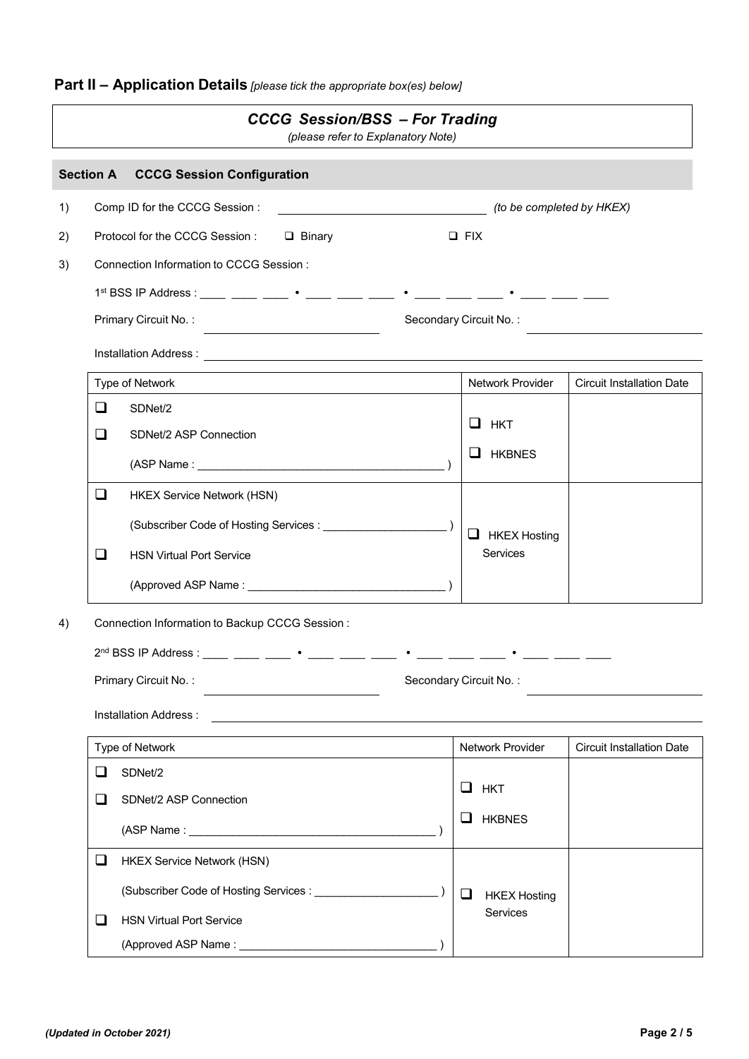## Part II – Application Details *[please tick the appropriate box(es) below]*

### *CCCG Session/BSS – For Trading*

*(please refer to Explanatory Note)*

### Section A CCCG Session Configuration

1) Comp ID for the CCCG Session : ______________________________ *(to be completed by HKEX)*

2) Protocol for the CCCG Session : ☐ Binary ☐ FIX

3) Connection Information to CCCG Session :

1st BSS IP Address : ____ ____ ____ • ____ ____ ____ • ____ ____ ____ • ____ ____ ____

Primary Circuit No. : ______________________ Secondary Circuit No. : ______________________

Installation Address : ____________________________________________________________

| Type of Network | Network Provider | Circuit Installation Date |
|---|---|---|
| ☐ SDNet/2<br>☐ SDNet/2 ASP Connection<br>(ASP Name : ______________________________ ) | ☐ HKT<br>☐ HKBNES | |
| ☐ HKEX Service Network (HSN)<br>(Subscriber Code of Hosting Services : ____________________ )<br>☐ HSN Virtual Port Service<br>(Approved ASP Name : ______________________________ ) | ☐ HKEX Hosting Services | |

4) Connection Information to Backup CCCG Session :

2nd BSS IP Address : ____ ____ ____ • ____ ____ ____ • ____ ____ ____ • ____ ____ ____

Primary Circuit No. : ______________________ Secondary Circuit No. : ______________________

Installation Address : ____________________________________________________________

| Type of Network | Network Provider | Circuit Installation Date |
|---|---|---|
| ☐ SDNet/2<br>☐ SDNet/2 ASP Connection<br>(ASP Name : ______________________________ ) | ☐ HKT<br>☐ HKBNES | |
| ☐ HKEX Service Network (HSN)<br>(Subscriber Code of Hosting Services : ____________________ )<br>☐ HSN Virtual Port Service<br>(Approved ASP Name : ______________________________ ) | ☐ HKEX Hosting Services | |

*(Updated in October 2021)*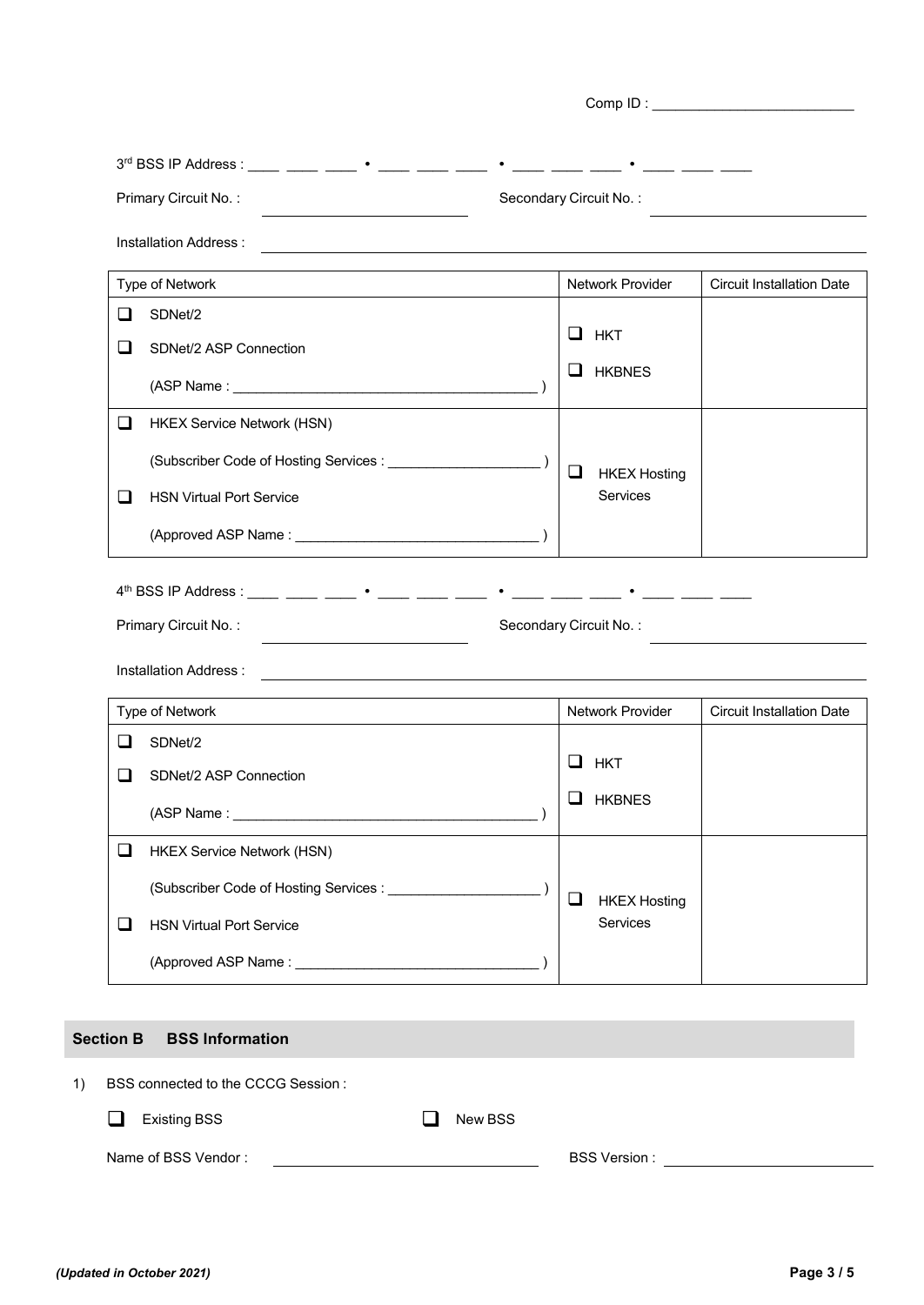Comp ID : ___________________________

3rd BSS IP Address : ____ ____ ____ • ____ ____ ____ • ____ ____ ____ • ____ ____ ____

Primary Circuit No. : ___________________________ Secondary Circuit No. : ___________________________

Installation Address : ___________________________________________________________

| Type of Network | Network Provider | Circuit Installation Date |
|---|---|---|
| ❑ SDNet/2<br>❑ SDNet/2 ASP Connection<br>(ASP Name : ________________________________ ) | ❑ HKT<br>❑ HKBNES | |
| ❑ HKEX Service Network (HSN)<br>(Subscriber Code of Hosting Services : ____________________ )<br>❑ HSN Virtual Port Service<br>(Approved ASP Name : ______________________________ ) | ❑ HKEX Hosting Services | |

4th BSS IP Address : ____ ____ ____ • ____ ____ ____ • ____ ____ ____ • ____ ____ ____

Primary Circuit No. : ___________________________ Secondary Circuit No. : ___________________________

Installation Address : ___________________________________________________________

| Type of Network | Network Provider | Circuit Installation Date |
|---|---|---|
| ❑ SDNet/2<br>❑ SDNet/2 ASP Connection<br>(ASP Name : ________________________________ ) | ❑ HKT<br>❑ HKBNES | |
| ❑ HKEX Service Network (HSN)<br>(Subscriber Code of Hosting Services : ____________________ )<br>❑ HSN Virtual Port Service<br>(Approved ASP Name : ______________________________ ) | ❑ HKEX Hosting Services | |

## Section B BSS Information

1) BSS connected to the CCCG Session :

❑ Existing BSS ❑ New BSS

Name of BSS Vendor : ___________________________ BSS Version : ___________________________

*(Updated in October 2021)*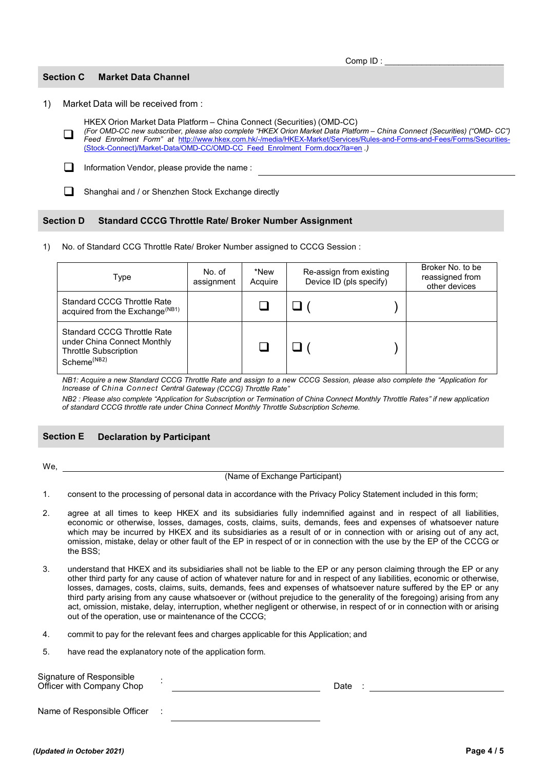Comp ID : ______________________

## Section C Market Data Channel

1) Market Data will be received from :

❑ HKEX Orion Market Data Platform – China Connect (Securities) (OMD-CC)
*(For OMD-CC new subscriber, please also complete "HKEX Orion Market Data Platform – China Connect (Securities) ("OMD- CC") Feed Enrolment Form" at* [http://www.hkex.com.hk/-/media/HKEX-Market/Services/Rules-and-Forms-and-Fees/Forms/Securities-(Stock-Connect)/Market-Data/OMD-CC/OMD-CC_Feed_Enrolment_Form.docx?la=en](http://www.hkex.com.hk/-/media/HKEX-Market/Services/Rules-and-Forms-and-Fees/Forms/Securities-(Stock-Connect)/Market-Data/OMD-CC/OMD-CC_Feed_Enrolment_Form.docx?la=en) *.)*

❑ Information Vendor, please provide the name : ______________________

❑ Shanghai and / or Shenzhen Stock Exchange directly

## Section D Standard CCCG Throttle Rate/ Broker Number Assignment

1) No. of Standard CCG Throttle Rate/ Broker Number assigned to CCCG Session :

| Type | No. of assignment | *New Acquire | Re-assign from existing Device ID (pls specify) | Broker No. to be reassigned from other devices |
|---|---|---|---|---|
| Standard CCCG Throttle Rate acquired from the Exchange(NB1) | | ❑ | ❑ (                ) | |
| Standard CCCG Throttle Rate under China Connect Monthly Throttle Subscription Scheme(NB2) | | ❑ | ❑ (                ) | |

*NB1: Acquire a new Standard CCCG Throttle Rate and assign to a new CCCG Session, please also complete the "Application for Increase of China Connect Central Gateway (CCCG) Throttle Rate"*

*NB2 : Please also complete "Application for Subscription or Termination of China Connect Monthly Throttle Rates" if new application of standard CCCG throttle rate under China Connect Monthly Throttle Subscription Scheme.*

## Section E Declaration by Participant

We, ______________________________________________
(Name of Exchange Participant)

1. consent to the processing of personal data in accordance with the Privacy Policy Statement included in this form;

2. agree at all times to keep HKEX and its subsidiaries fully indemnified against and in respect of all liabilities, economic or otherwise, losses, damages, costs, claims, suits, demands, fees and expenses of whatsoever nature which may be incurred by HKEX and its subsidiaries as a result of or in connection with or arising out of any act, omission, mistake, delay or other fault of the EP in respect of or in connection with the use by the EP of the CCCG or the BSS;

3. understand that HKEX and its subsidiaries shall not be liable to the EP or any person claiming through the EP or any other third party for any cause of action of whatever nature for and in respect of any liabilities, economic or otherwise, losses, damages, costs, claims, suits, demands, fees and expenses of whatsoever nature suffered by the EP or any third party arising from any cause whatsoever or (without prejudice to the generality of the foregoing) arising from any act, omission, mistake, delay, interruption, whether negligent or otherwise, in respect of or in connection with or arising out of the operation, use or maintenance of the CCCG;

4. commit to pay for the relevant fees and charges applicable for this Application; and

5. have read the explanatory note of the application form.

Signature of Responsible Officer with Company Chop : ______________________ Date : ______________________

Name of Responsible Officer : ______________________

*(Updated in October 2021)*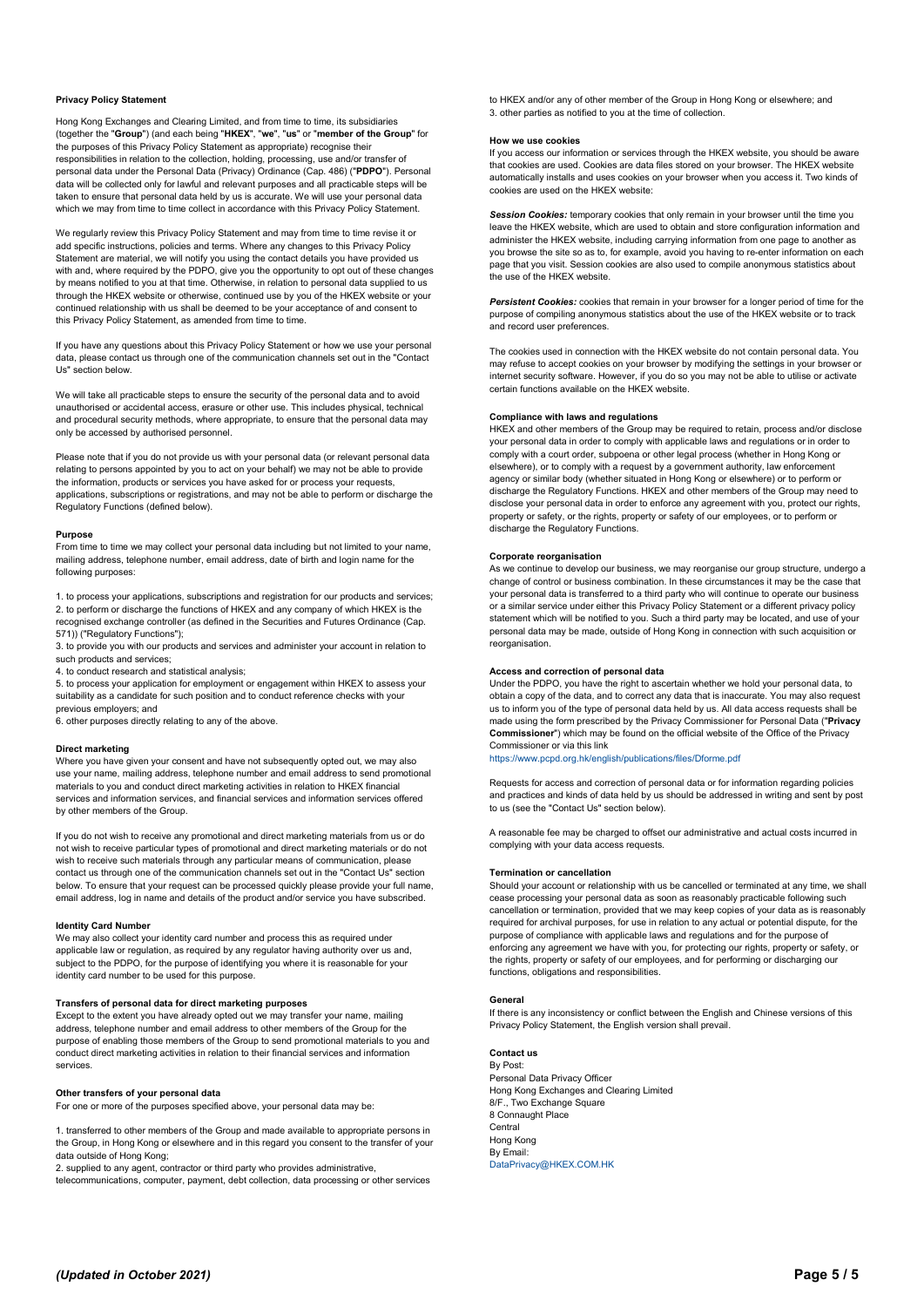## Privacy Policy Statement

Hong Kong Exchanges and Clearing Limited, and from time to time, its subsidiaries (together the "**Group**") (and each being "**HKEX**", "**we**", "**us**" or "**member of the Group**" for the purposes of this Privacy Policy Statement as appropriate) recognise their responsibilities in relation to the collection, holding, processing, use and/or transfer of personal data under the Personal Data (Privacy) Ordinance (Cap. 486) ("**PDPO**"). Personal data will be collected only for lawful and relevant purposes and all practicable steps will be taken to ensure that personal data held by us is accurate. We will use your personal data which we may from time to time collect in accordance with this Privacy Policy Statement.

We regularly review this Privacy Policy Statement and may from time to time revise it or add specific instructions, policies and terms. Where any changes to this Privacy Policy Statement are material, we will notify you using the contact details you have provided us with and, where required by the PDPO, give you the opportunity to opt out of these changes by means notified to you at that time. Otherwise, in relation to personal data supplied to us through the HKEX website or otherwise, continued use by you of the HKEX website or your continued relationship with us shall be deemed to be your acceptance of and consent to this Privacy Policy Statement, as amended from time to time.

If you have any questions about this Privacy Policy Statement or how we use your personal data, please contact us through one of the communication channels set out in the "Contact Us" section below.

We will take all practicable steps to ensure the security of the personal data and to avoid unauthorised or accidental access, erasure or other use. This includes physical, technical and procedural security methods, where appropriate, to ensure that the personal data may only be accessed by authorised personnel.

Please note that if you do not provide us with your personal data (or relevant personal data relating to persons appointed by you to act on your behalf) we may not be able to provide the information, products or services you have asked for or process your requests, applications, subscriptions or registrations, and may not be able to perform or discharge the Regulatory Functions (defined below).

### Purpose

From time to time we may collect your personal data including but not limited to your name, mailing address, telephone number, email address, date of birth and login name for the following purposes:

1. to process your applications, subscriptions and registration for our products and services;
2. to perform or discharge the functions of HKEX and any company of which HKEX is the recognised exchange controller (as defined in the Securities and Futures Ordinance (Cap. 571)) ("Regulatory Functions");
3. to provide you with our products and services and administer your account in relation to such products and services;
4. to conduct research and statistical analysis;
5. to process your application for employment or engagement within HKEX to assess your suitability as a candidate for such position and to conduct reference checks with your previous employers; and
6. other purposes directly relating to any of the above.

### Direct marketing

Where you have given your consent and have not subsequently opted out, we may also use your name, mailing address, telephone number and email address to send promotional materials to you and conduct direct marketing activities in relation to HKEX financial services and information services, and financial services and information services offered by other members of the Group.

If you do not wish to receive any promotional and direct marketing materials from us or do not wish to receive particular types of promotional and direct marketing materials or do not wish to receive such materials through any particular means of communication, please contact us through one of the communication channels set out in the "Contact Us" section below. To ensure that your request can be processed quickly please provide your full name, email address, log in name and details of the product and/or service you have subscribed.

### Identity Card Number

We may also collect your identity card number and process this as required under applicable law or regulation, as required by any regulator having authority over us and, subject to the PDPO, for the purpose of identifying you where it is reasonable for your identity card number to be used for this purpose.

### Transfers of personal data for direct marketing purposes

Except to the extent you have already opted out we may transfer your name, mailing address, telephone number and email address to other members of the Group for the purpose of enabling those members of the Group to send promotional materials to you and conduct direct marketing activities in relation to their financial services and information services.

### Other transfers of your personal data

For one or more of the purposes specified above, your personal data may be:

1. transferred to other members of the Group and made available to appropriate persons in the Group, in Hong Kong or elsewhere and in this regard you consent to the transfer of your data outside of Hong Kong;
2. supplied to any agent, contractor or third party who provides administrative, telecommunications, computer, payment, debt collection, data processing or other services to HKEX and/or any of other member of the Group in Hong Kong or elsewhere; and
3. other parties as notified to you at the time of collection.

### How we use cookies

If you access our information or services through the HKEX website, you should be aware that cookies are used. Cookies are data files stored on your browser. The HKEX website automatically installs and uses cookies on your browser when you access it. Two kinds of cookies are used on the HKEX website:

***Session Cookies:*** temporary cookies that only remain in your browser until the time you leave the HKEX website, which are used to obtain and store configuration information and administer the HKEX website, including carrying information from one page to another as you browse the site so as to, for example, avoid you having to re-enter information on each page that you visit. Session cookies are also used to compile anonymous statistics about the use of the HKEX website.

***Persistent Cookies:*** cookies that remain in your browser for a longer period of time for the purpose of compiling anonymous statistics about the use of the HKEX website or to track and record user preferences.

The cookies used in connection with the HKEX website do not contain personal data. You may refuse to accept cookies on your browser by modifying the settings in your browser or internet security software. However, if you do so you may not be able to utilise or activate certain functions available on the HKEX website.

### Compliance with laws and regulations

HKEX and other members of the Group may be required to retain, process and/or disclose your personal data in order to comply with applicable laws and regulations or in order to comply with a court order, subpoena or other legal process (whether in Hong Kong or elsewhere), or to comply with a request by a government authority, law enforcement agency or similar body (whether situated in Hong Kong or elsewhere) or to perform or discharge the Regulatory Functions. HKEX and other members of the Group may need to disclose your personal data in order to enforce any agreement with you, protect our rights, property or safety, or the rights, property or safety of our employees, or to perform or discharge the Regulatory Functions.

### Corporate reorganisation

As we continue to develop our business, we may reorganise our group structure, undergo a change of control or business combination. In these circumstances it may be the case that your personal data is transferred to a third party who will continue to operate our business or a similar service under either this Privacy Policy Statement or a different privacy policy statement which will be notified to you. Such a third party may be located, and use of your personal data may be made, outside of Hong Kong in connection with such acquisition or reorganisation.

### Access and correction of personal data

Under the PDPO, you have the right to ascertain whether we hold your personal data, to obtain a copy of the data, and to correct any data that is inaccurate. You may also request us to inform you of the type of personal data held by us. All data access requests shall be made using the form prescribed by the Privacy Commissioner for Personal Data ("**Privacy Commissioner**") which may be found on the official website of the Office of the Privacy Commissioner or via this link
https://www.pcpd.org.hk/english/publications/files/Dforme.pdf

Requests for access and correction of personal data or for information regarding policies and practices and kinds of data held by us should be addressed in writing and sent by post to us (see the "Contact Us" section below).

A reasonable fee may be charged to offset our administrative and actual costs incurred in complying with your data access requests.

### Termination or cancellation

Should your account or relationship with us be cancelled or terminated at any time, we shall cease processing your personal data as soon as reasonably practicable following such cancellation or termination, provided that we may keep copies of your data as is reasonably required for archival purposes, for use in relation to any actual or potential dispute, for the purpose of compliance with applicable laws and regulations and for the purpose of enforcing any agreement we have with you, for protecting our rights, property or safety, or the rights, property or safety of our employees, and for performing or discharging our functions, obligations and responsibilities.

### General

If there is any inconsistency or conflict between the English and Chinese versions of this Privacy Policy Statement, the English version shall prevail.

### Contact us

By Post:
Personal Data Privacy Officer
Hong Kong Exchanges and Clearing Limited
8/F., Two Exchange Square
8 Connaught Place
Central
Hong Kong
By Email:
DataPrivacy@HKEX.COM.HK

*(Updated in October 2021)*